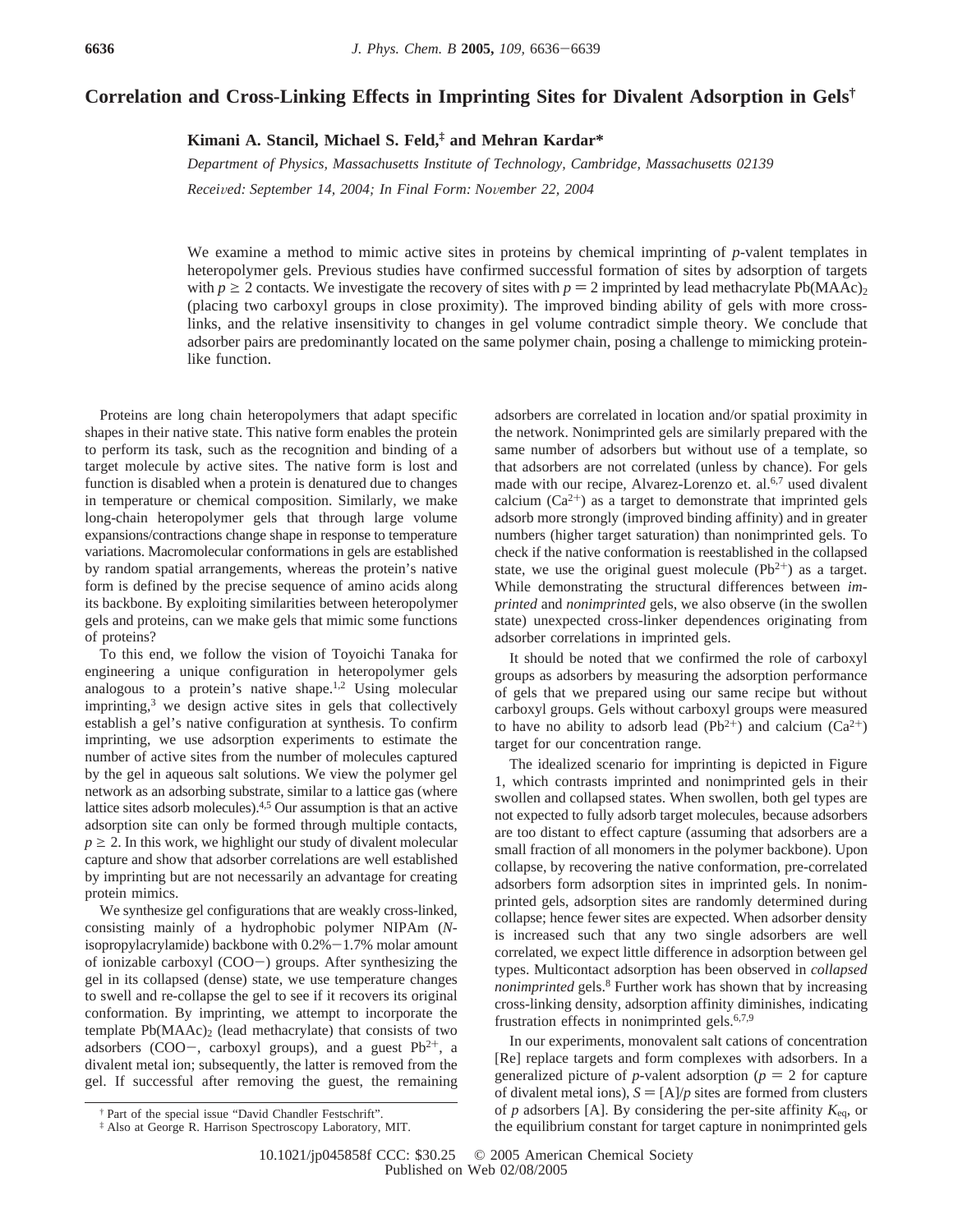# Correlation and Cross-Linking Effects in Imprinting Sites for Divalent Adsorption in Gels[†]

**Kimani A. Stancil, Michael S. Feld,[‡] and Mehran Kardar***

*Department of Physics, Massachusetts Institute of Technology, Cambridge, Massachusetts 02139*

*Received: September 14, 2004; In Final Form: November 22, 2004*

We examine a method to mimic active sites in proteins by chemical imprinting of *p*-valent templates in heteropolymer gels. Previous studies have confirmed successful formation of sites by adsorption of targets with $p \geq 2$ contacts. We investigate the recovery of sites with $p = 2$ imprinted by lead methacrylate $Pb(MAAc)_2$ (placing two carboxyl groups in close proximity). The improved binding ability of gels with more cross-links, and the relative insensitivity to changes in gel volume contradict simple theory. We conclude that adsorber pairs are predominantly located on the same polymer chain, posing a challenge to mimicking protein-like function.

Proteins are long chain heteropolymers that adapt specific shapes in their native state. This native form enables the protein to perform its task, such as the recognition and binding of a target molecule by active sites. The native form is lost and function is disabled when a protein is denatured due to changes in temperature or chemical composition. Similarly, we make long-chain heteropolymer gels that through large volume expansions/contractions change shape in response to temperature variations. Macromolecular conformations in gels are established by random spatial arrangements, whereas the protein's native form is defined by the precise sequence of amino acids along its backbone. By exploiting similarities between heteropolymer gels and proteins, can we make gels that mimic some functions of proteins?

To this end, we follow the vision of Toyoichi Tanaka for engineering a unique configuration in heteropolymer gels analogous to a protein's native shape.[1,2] Using molecular imprinting,[3] we design active sites in gels that collectively establish a gel's native configuration at synthesis. To confirm imprinting, we use adsorption experiments to estimate the number of active sites from the number of molecules captured by the gel in aqueous salt solutions. We view the polymer gel network as an adsorbing substrate, similar to a lattice gas (where lattice sites adsorb molecules).[4,5] Our assumption is that an active adsorption site can only be formed through multiple contacts, $p \geq 2$. In this work, we highlight our study of divalent molecular capture and show that adsorber correlations are well established by imprinting but are not necessarily an advantage for creating protein mimics.

We synthesize gel configurations that are weakly cross-linked, consisting mainly of a hydrophobic polymer NIPAm (*N*-isopropylacrylamide) backbone with 0.2%−1.7% molar amount of ionizable carboxyl ($COO^-$) groups. After synthesizing the gel in its collapsed (dense) state, we use temperature changes to swell and re-collapse the gel to see if it recovers its original conformation. By imprinting, we attempt to incorporate the template $Pb(MAAc)_2$ (lead methacrylate) that consists of two adsorbers ($COO^-$, carboxyl groups), and a guest $Pb^{2+}$, a divalent metal ion; subsequently, the latter is removed from the gel. If successful after removing the guest, the remaining adsorbers are correlated in location and/or spatial proximity in the network. Nonimprinted gels are similarly prepared with the same number of adsorbers but without use of a template, so that adsorbers are not correlated (unless by chance). For gels made with our recipe, Alvarez-Lorenzo et. al.[6,7] used divalent calcium ($Ca^{2+}$) as a target to demonstrate that imprinted gels adsorb more strongly (improved binding affinity) and in greater numbers (higher target saturation) than nonimprinted gels. To check if the native conformation is reestablished in the collapsed state, we use the original guest molecule ($Pb^{2+}$) as a target. While demonstrating the structural differences between *imprinted* and *nonimprinted* gels, we also observe (in the swollen state) unexpected cross-linker dependences originating from adsorber correlations in imprinted gels.

It should be noted that we confirmed the role of carboxyl groups as adsorbers by measuring the adsorption performance of gels that we prepared using our same recipe but without carboxyl groups. Gels without carboxyl groups were measured to have no ability to adsorb lead ($Pb^{2+}$) and calcium ($Ca^{2+}$) target for our concentration range.

The idealized scenario for imprinting is depicted in Figure 1, which contrasts imprinted and nonimprinted gels in their swollen and collapsed states. When swollen, both gel types are not expected to fully adsorb target molecules, because adsorbers are too distant to effect capture (assuming that adsorbers are a small fraction of all monomers in the polymer backbone). Upon collapse, by recovering the native conformation, pre-correlated adsorbers form adsorption sites in imprinted gels. In nonimprinted gels, adsorption sites are randomly determined during collapse; hence fewer sites are expected. When adsorber density is increased such that any two single adsorbers are well correlated, we expect little difference in adsorption between gel types. Multicontact adsorption has been observed in *collapsed nonimprinted* gels.[8] Further work has shown that by increasing cross-linking density, adsorption affinity diminishes, indicating frustration effects in nonimprinted gels.[6,7,9]

In our experiments, monovalent salt cations of concentration [Re] replace targets and form complexes with adsorbers. In a generalized picture of *p*-valent adsorption ($p = 2$ for capture of divalent metal ions), $S = [A]/p$ sites are formed from clusters of *p* adsorbers [A]. By considering the per-site affinity $K_{eq}$, or the equilibrium constant for target capture in nonimprinted gels

[†] Part of the special issue "David Chandler Festschrift".

[‡] Also at George R. Harrison Spectroscopy Laboratory, MIT.

10.1021/jp045858f CCC: $30.25 © 2005 American Chemical Society
Published on Web 02/08/2005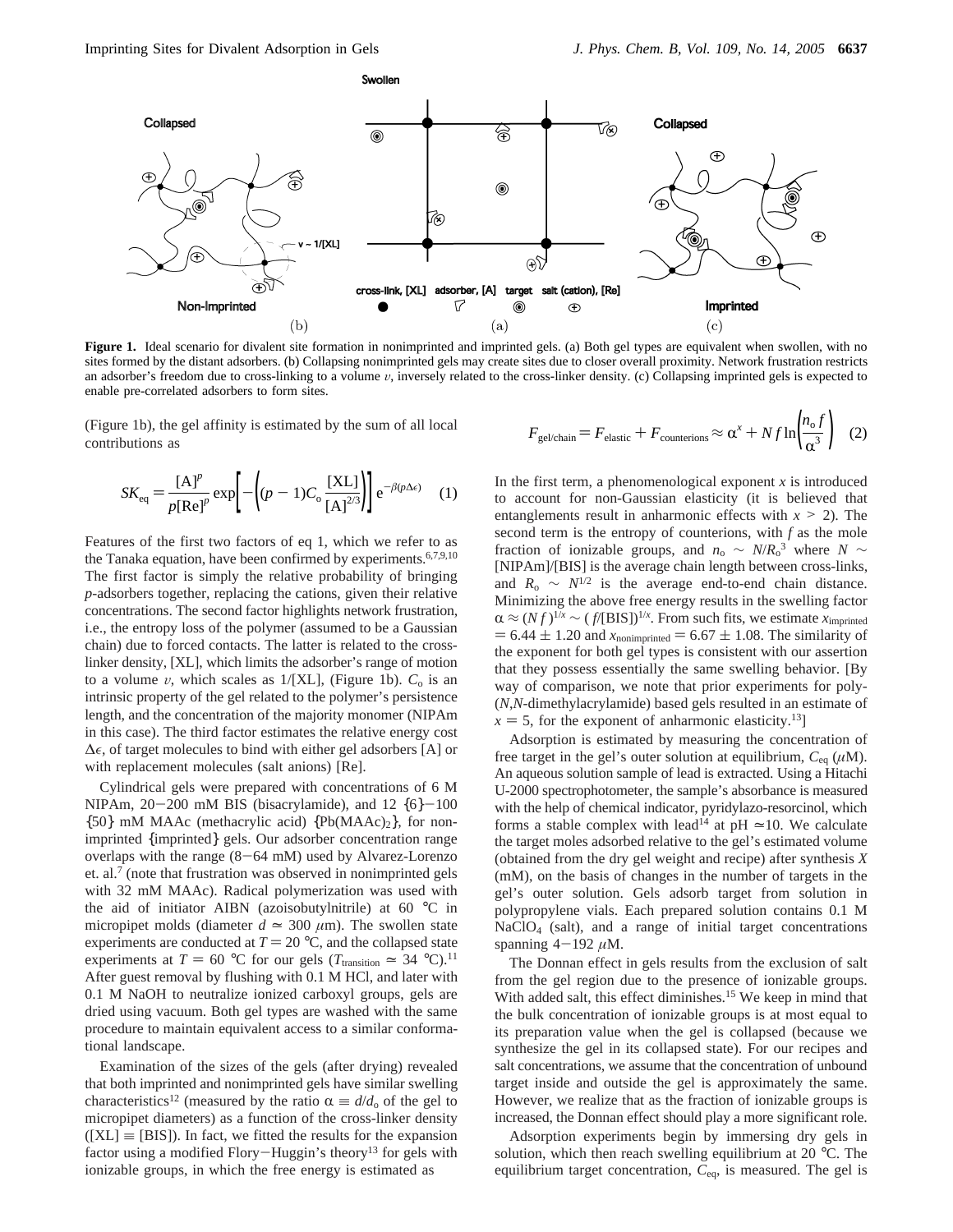**Figure 1.** Ideal scenario for divalent site formation in nonimprinted and imprinted gels. (a) Both gel types are equivalent when swollen, with no sites formed by the distant adsorbers. (b) Collapsing nonimprinted gels may create sites due to closer overall proximity. Network frustration restricts an adsorber's freedom due to cross-linking to a volume $v$, inversely related to the cross-linker density. (c) Collapsing imprinted gels is expected to enable pre-correlated adsorbers to form sites.

(Figure 1b), the gel affinity is estimated by the sum of all local contributions as

$$SK_{eq} = \frac{[A]^p}{p[Re]^p} \exp\left[-\left((p-1)C_o \frac{[XL]}{[A]^{2/3}}\right)\right] e^{-\beta(p\Delta\epsilon)} \quad (1)$$

Features of the first two factors of eq 1, which we refer to as the Tanaka equation, have been confirmed by experiments.[6,7,9,10] The first factor is simply the relative probability of bringing $p$-adsorbers together, replacing the cations, given their relative concentrations. The second factor highlights network frustration, i.e., the entropy loss of the polymer (assumed to be a Gaussian chain) due to forced contacts. The latter is related to the cross-linker density, [XL], which limits the adsorber's range of motion to a volume $v$, which scales as 1/[XL], (Figure 1b). $C_o$ is an intrinsic property of the gel related to the polymer's persistence length, and the concentration of the majority monomer (NIPAm in this case). The third factor estimates the relative energy cost $\Delta\epsilon$, of target molecules to bind with either gel adsorbers [A] or with replacement molecules (salt anions) [Re].

Cylindrical gels were prepared with concentrations of 6 M NIPAm, 20−200 mM BIS (bisacrylamide), and 12 {6}−100 {50} mM MAAc (methacrylic acid) {$Pb(MAAc)_2$}, for nonimprinted {imprinted} gels. Our adsorber concentration range overlaps with the range (8−64 mM) used by Alvarez-Lorenzo et. al.[7] (note that frustration was observed in nonimprinted gels with 32 mM MAAc). Radical polymerization was used with the aid of initiator AIBN (azoisobutylnitrile) at 60 °C in micropipet molds (diameter $d \simeq 300$ $\mu$m). The swollen state experiments are conducted at $T = 20$ °C, and the collapsed state experiments at $T = 60$ °C for our gels ($T_{transition} \simeq 34$ °C).[11] After guest removal by flushing with 0.1 M HCl, and later with 0.1 M NaOH to neutralize ionized carboxyl groups, gels are dried using vacuum. Both gel types are washed with the same procedure to maintain equivalent access to a similar conformational landscape.

Examination of the sizes of the gels (after drying) revealed that both imprinted and nonimprinted gels have similar swelling characteristics[12] (measured by the ratio $\alpha \equiv d/d_o$ of the gel to micropipet diameters) as a function of the cross-linker density ([XL] ≡ [BIS]). In fact, we fitted the results for the expansion factor using a modified Flory−Huggin's theory[13] for gels with ionizable groups, in which the free energy is estimated as

$$F_{gel/chain} = F_{elastic} + F_{counterions} \approx \alpha^x + Nf \ln\left(\frac{n_o f}{\alpha^3}\right) \quad (2)$$

In the first term, a phenomenological exponent $x$ is introduced to account for non-Gaussian elasticity (it is believed that entanglements result in anharmonic effects with $x > 2$). The second term is the entropy of counterions, with $f$ as the mole fraction of ionizable groups, and $n_o \sim N/R_o^3$ where $N \sim$ [NIPAm]/[BIS] is the average chain length between cross-links, and $R_o \sim N^{1/2}$ is the average end-to-end chain distance. Minimizing the above free energy results in the swelling factor $\alpha \approx (Nf)^{1/x} \sim (f/[BIS])^{1/x}$. From such fits, we estimate $x_{imprinted} = 6.44 \pm 1.20$ and $x_{nonimprinted} = 6.67 \pm 1.08$. The similarity of the exponent for both gel types is consistent with our assertion that they possess essentially the same swelling behavior. [By way of comparison, we note that prior experiments for poly-($N$,$N$-dimethylacrylamide) based gels resulted in an estimate of $x = 5$, for the exponent of anharmonic elasticity.[13]]

Adsorption is estimated by measuring the concentration of free target in the gel's outer solution at equilibrium, $C_{eq}$ ($\mu$M). An aqueous solution sample of lead is extracted. Using a Hitachi U-2000 spectrophotometer, the sample's absorbance is measured with the help of chemical indicator, pyridylazo-resorcinol, which forms a stable complex with lead[14] at pH ≃10. We calculate the target moles adsorbed relative to the gel's estimated volume (obtained from the dry gel weight and recipe) after synthesis $X$ (mM), on the basis of changes in the number of targets in the gel's outer solution. Gels adsorb target from solution in polypropylene vials. Each prepared solution contains 0.1 M $NaClO_4$ (salt), and a range of initial target concentrations spanning 4−192 $\mu$M.

The Donnan effect in gels results from the exclusion of salt from the gel region due to the presence of ionizable groups. With added salt, this effect diminishes.[15] We keep in mind that the bulk concentration of ionizable groups is at most equal to its preparation value when the gel is collapsed (because we synthesize the gel in its collapsed state). For our recipes and salt concentrations, we assume that the concentration of unbound target inside and outside the gel is approximately the same. However, we realize that as the fraction of ionizable groups is increased, the Donnan effect should play a more significant role.

Adsorption experiments begin by immersing dry gels in solution, which then reach swelling equilibrium at 20 °C. The equilibrium target concentration, $C_{eq}$, is measured. The gel is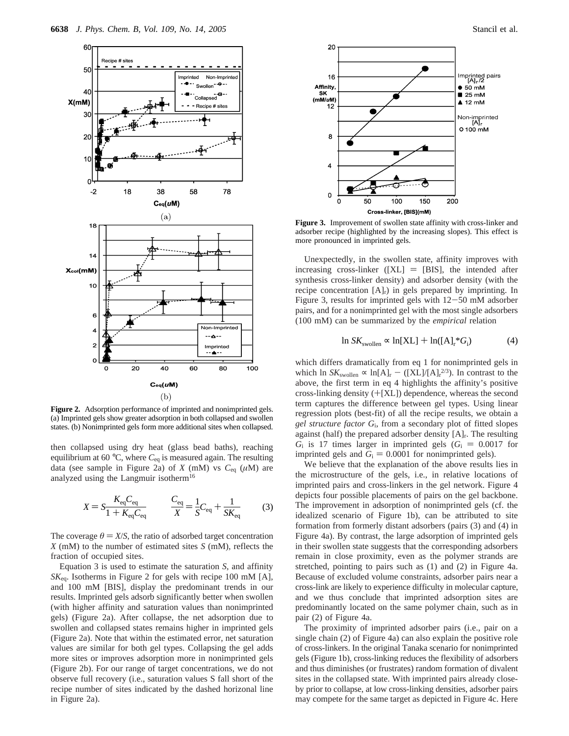**Figure 2.** Adsorption performance of imprinted and nonimprinted gels. (a) Imprinted gels show greater adsorption in both collapsed and swollen states. (b) Nonimprinted gels form more additional sites when collapsed.

then collapsed using dry heat (glass bead baths), reaching equilibrium at 60 °C, where $C_{eq}$ is measured again. The resulting data (see sample in Figure 2a) of $X$ (mM) vs $C_{eq}$ ($\mu$M) are analyzed using the Langmuir isotherm[16]

$$X = S\frac{K_{eq}C_{eq}}{1 + K_{eq}C_{eq}} \qquad \frac{C_{eq}}{X} = \frac{1}{S}C_{eq} + \frac{1}{SK_{eq}} \tag{3}$$

The coverage $\theta = X/S$, the ratio of adsorbed target concentration $X$ (mM) to the number of estimated sites $S$ (mM), reflects the fraction of occupied sites.

Equation 3 is used to estimate the saturation $S$, and affinity $SK_{eq}$. Isotherms in Figure 2 for gels with recipe 100 mM [A], and 100 mM [BIS], display the predominant trends in our results. Imprinted gels adsorb significantly better when swollen (with higher affinity and saturation values than nonimprinted gels) (Figure 2a). After collapse, the net adsorption due to swollen and collapsed states remains higher in imprinted gels (Figure 2a). Note that within the estimated error, net saturation values are similar for both gel types. Collapsing the gel adds more sites or improves adsorption more in nonimprinted gels (Figure 2b). For our range of target concentrations, we do not observe full recovery (i.e., saturation values S fall short of the recipe number of sites indicated by the dashed horizonal line in Figure 2a).

**Figure 3.** Improvement of swollen state affinity with cross-linker and adsorber recipe (highlighted by the increasing slopes). This effect is more pronounced in imprinted gels.

Unexpectedly, in the swollen state, affinity improves with increasing cross-linker ([XL] = [BIS], the intended after synthesis cross-linker density) and adsorber density (with the recipe concentration $[A]_r$) in gels prepared by imprinting. In Figure 3, results for imprinted gels with 12−50 mM adsorber pairs, and for a nonimprinted gel with the most single adsorbers (100 mM) can be summarized by the *empirical* relation

$$\ln SK_{swollen} \propto \ln[XL] + \ln([A]_r{*}G_i) \tag{4}$$

which differs dramatically from eq 1 for nonimprinted gels in which $\ln SK_{swollen} \propto \ln[A]_r - ([XL]/[A]_r^{2/3})$. In contrast to the above, the first term in eq 4 highlights the affinity's positive cross-linking density (+[XL]) dependence, whereas the second term captures the difference between gel types. Using linear regression plots (best-fit) of all the recipe results, we obtain a *gel structure factor* $G_i$, from a secondary plot of fitted slopes against (half) the prepared adsorber density $[A]_r$. The resulting $G_i$ is 17 times larger in imprinted gels ($G_i = 0.0017$ for imprinted gels and $G_i = 0.0001$ for nonimprinted gels).

We believe that the explanation of the above results lies in the microstructure of the gels, i.e., in relative locations of imprinted pairs and cross-linkers in the gel network. Figure 4 depicts four possible placements of pairs on the gel backbone. The improvement in adsorption of nonimprinted gels (cf. the idealized scenario of Figure 1b), can be attributed to site formation from formerly distant adsorbers (pairs (3) and (4) in Figure 4a). By contrast, the large adsorption of imprinted gels in their swollen state suggests that the corresponding adsorbers remain in close proximity, even as the polymer strands are stretched, pointing to pairs such as (1) and (2) in Figure 4a. Because of excluded volume constraints, adsorber pairs near a cross-link are likely to experience difficulty in molecular capture, and we thus conclude that imprinted adsorption sites are predominantly located on the same polymer chain, such as in pair (2) of Figure 4a.

The proximity of imprinted adsorber pairs (i.e., pair on a single chain (2) of Figure 4a) can also explain the positive role of cross-linkers. In the original Tanaka scenario for nonimprinted gels (Figure 1b), cross-linking reduces the flexibility of adsorbers and thus diminishes (or frustrates) random formation of divalent sites in the collapsed state. With imprinted pairs already close-by prior to collapse, at low cross-linking densities, adsorber pairs may compete for the same target as depicted in Figure 4c. Here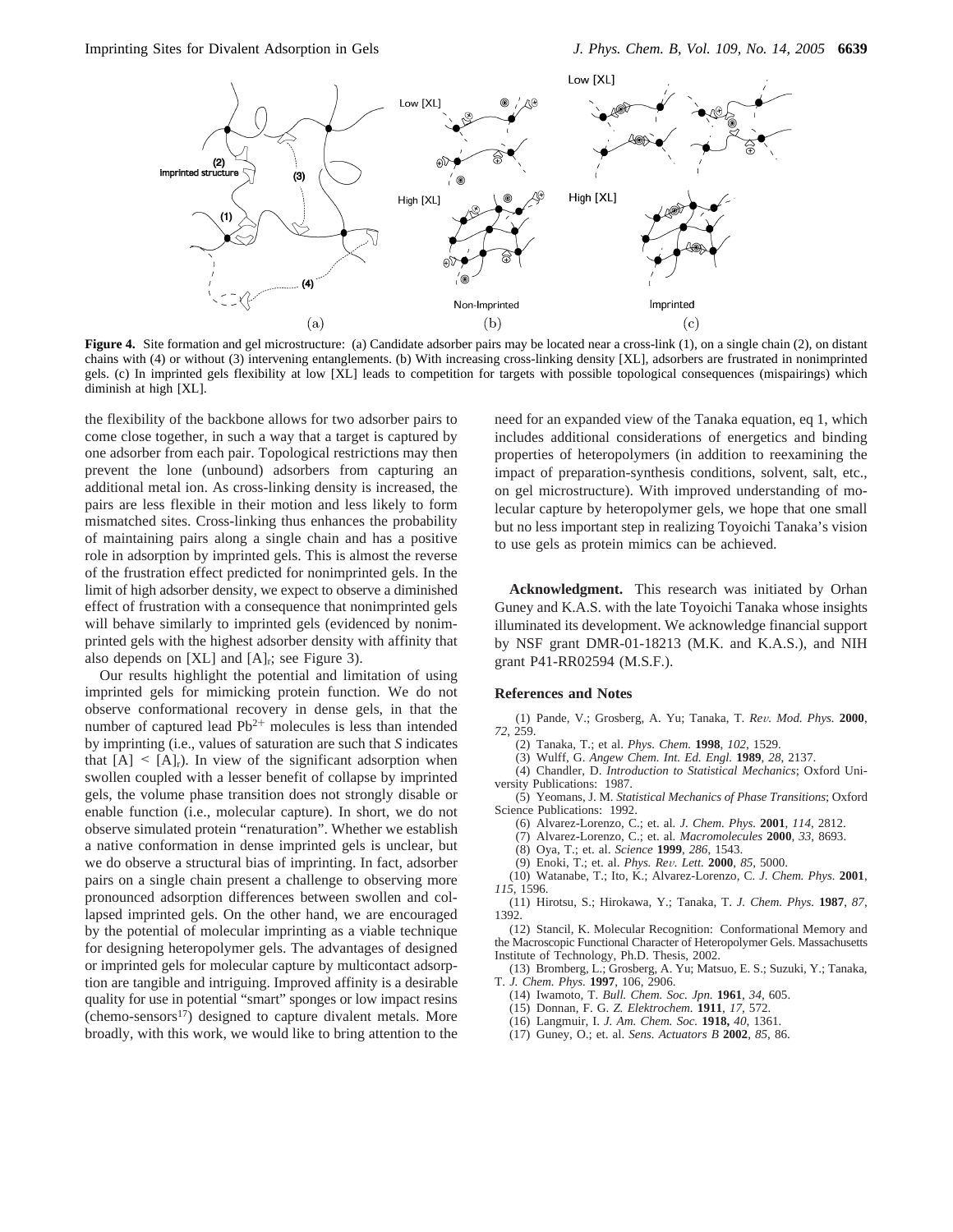Low [XL]

(2) imprinted structure

(3)

(1)

(4)

(a)

Low [XL]

High [XL]

Non-Imprinted

(b)

Low [XL]

High [XL]

Imprinted

(c)

**Figure 4.** Site formation and gel microstructure: (a) Candidate adsorber pairs may be located near a cross-link (1), on a single chain (2), on distant chains with (4) or without (3) intervening entanglements. (b) With increasing cross-linking density [XL], adsorbers are frustrated in nonimprinted gels. (c) In imprinted gels flexibility at low [XL] leads to competition for targets with possible topological consequences (mispairings) which diminish at high [XL].

the flexibility of the backbone allows for two adsorber pairs to come close together, in such a way that a target is captured by one adsorber from each pair. Topological restrictions may then prevent the lone (unbound) adsorbers from capturing an additional metal ion. As cross-linking density is increased, the pairs are less flexible in their motion and less likely to form mismatched sites. Cross-linking thus enhances the probability of maintaining pairs along a single chain and has a positive role in adsorption by imprinted gels. This is almost the reverse of the frustration effect predicted for nonimprinted gels. In the limit of high adsorber density, we expect to observe a diminished effect of frustration with a consequence that nonimprinted gels will behave similarly to imprinted gels (evidenced by nonimprinted gels with the highest adsorber density with affinity that also depends on [XL] and $[A]_r$; see Figure 3).

Our results highlight the potential and limitation of using imprinted gels for mimicking protein function. We do not observe conformational recovery in dense gels, in that the number of captured lead $Pb^{2+}$ molecules is less than intended by imprinting (i.e., values of saturation are such that *S* indicates that $[A] < [A]_r$). In view of the significant adsorption when swollen coupled with a lesser benefit of collapse by imprinted gels, the volume phase transition does not strongly disable or enable function (i.e., molecular capture). In short, we do not observe simulated protein "renaturation". Whether we establish a native conformation in dense imprinted gels is unclear, but we do observe a structural bias of imprinting. In fact, adsorber pairs on a single chain present a challenge to observing more pronounced adsorption differences between swollen and collapsed imprinted gels. On the other hand, we are encouraged by the potential of molecular imprinting as a viable technique for designing heteropolymer gels. The advantages of designed or imprinted gels for molecular capture by multicontact adsorption are tangible and intriguing. Improved affinity is a desirable quality for use in potential "smart" sponges or low impact resins (chemo-sensors[17]) designed to capture divalent metals. More broadly, with this work, we would like to bring attention to the need for an expanded view of the Tanaka equation, eq 1, which includes additional considerations of energetics and binding properties of heteropolymers (in addition to reexamining the impact of preparation-synthesis conditions, solvent, salt, etc., on gel microstructure). With improved understanding of molecular capture by heteropolymer gels, we hope that one small but no less important step in realizing Toyoichi Tanaka's vision to use gels as protein mimics can be achieved.

**Acknowledgment.** This research was initiated by Orhan Guney and K.A.S. with the late Toyoichi Tanaka whose insights illuminated its development. We acknowledge financial support by NSF grant DMR-01-18213 (M.K. and K.A.S.), and NIH grant P41-RR02594 (M.S.F.).

## References and Notes

(1) Pande, V.; Grosberg, A. Yu; Tanaka, T. *Rev. Mod. Phys.* **2000**, *72*, 259.
(2) Tanaka, T.; et al. *Phys. Chem.* **1998**, *102*, 1529.
(3) Wulff, G. *Angew Chem. Int. Ed. Engl.* **1989**, *28*, 2137.
(4) Chandler, D. *Introduction to Statistical Mechanics*; Oxford University Publications: 1987.
(5) Yeomans, J. M. *Statistical Mechanics of Phase Transitions*; Oxford Science Publications: 1992.
(6) Alvarez-Lorenzo, C.; et. al. *J. Chem. Phys.* **2001**, *114*, 2812.
(7) Alvarez-Lorenzo, C.; et. al. *Macromolecules* **2000**, *33*, 8693.
(8) Oya, T.; et. al. *Science* **1999**, *286*, 1543.
(9) Enoki, T.; et. al. *Phys. Rev. Lett.* **2000**, *85*, 5000.
(10) Watanabe, T.; Ito, K.; Alvarez-Lorenzo, C. *J. Chem. Phys.* **2001**, *115*, 1596.
(11) Hirotsu, S.; Hirokawa, Y.; Tanaka, T. *J. Chem. Phys.* **1987**, *87*, 1392.
(12) Stancil, K. Molecular Recognition: Conformational Memory and the Macroscopic Functional Character of Heteropolymer Gels. Massachusetts Institute of Technology, Ph.D. Thesis, 2002.
(13) Bromberg, L.; Grosberg, A. Yu; Matsuo, E. S.; Suzuki, Y.; Tanaka, T. *J. Chem. Phys.* **1997**, 106, 2906.
(14) Iwamoto, T. *Bull. Chem. Soc. Jpn.* **1961**, *34*, 605.
(15) Donnan, F. G. *Z. Elektrochem.* **1911**, *17*, 572.
(16) Langmuir, I. *J. Am. Chem. Soc.* **1918,** *40*, 1361.
(17) Guney, O.; et. al. *Sens. Actuators B* **2002**, *85*, 86.